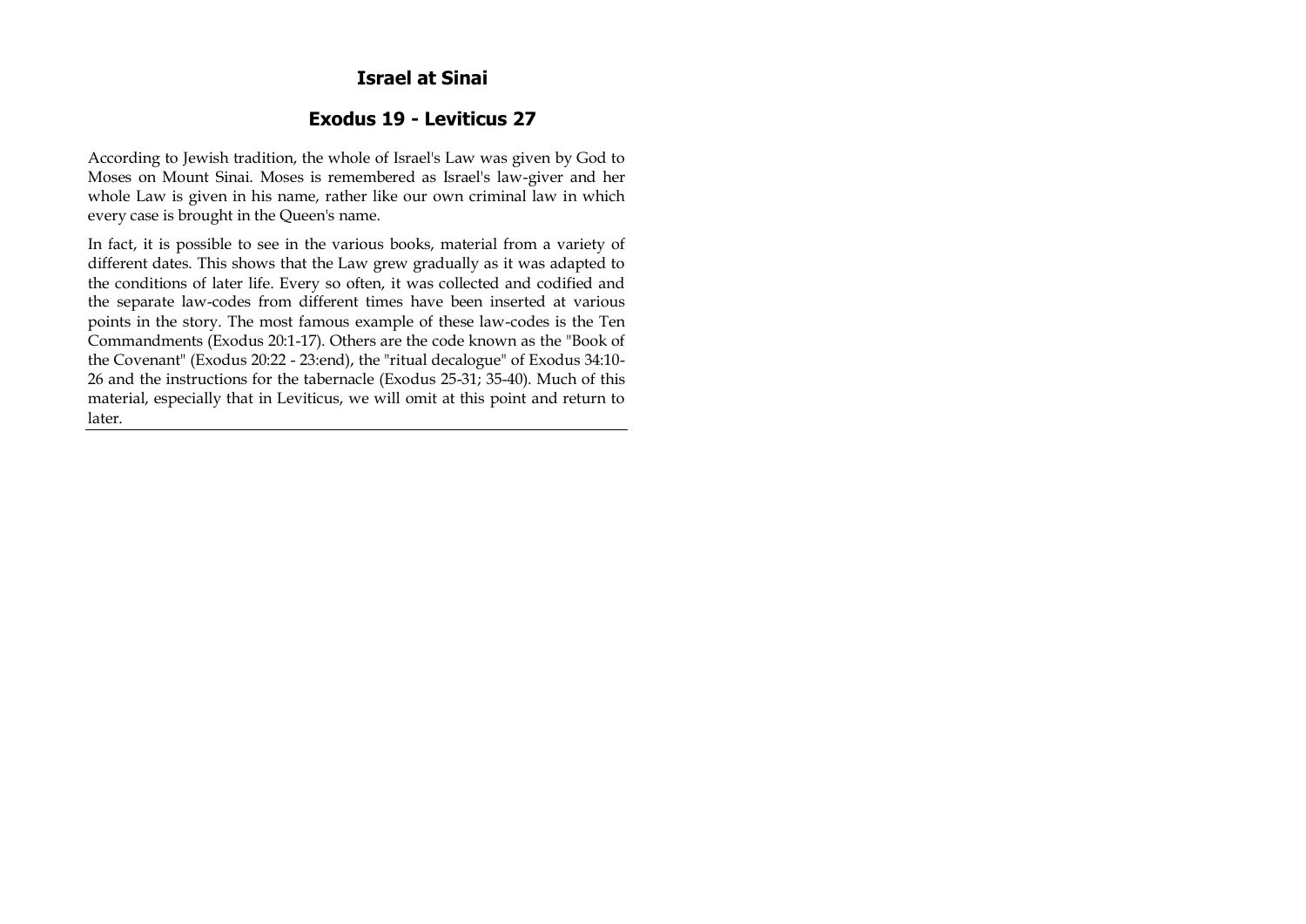# Israel at Sinai

## Exodus 19 - Leviticus 27

According to Jewish tradition, the whole of Israel's Law was given by God to Moses on Mount Sinai. Moses is remembered as Israel's law-giver and her whole Law is given in his name, rather like our own criminal law in which every case is brought in the Queen's name.

In fact, it is possible to see in the various books, material from a variety of different dates. This shows that the Law grew gradually as it was adapted to the conditions of later life. Every so often, it was collected and codified and the separate law-codes from different times have been inserted at various points in the story. The most famous example of these law-codes is the Ten Commandments (Exodus 20:1-17). Others are the code known as the "Book of the Covenant" (Exodus 20:22 - 23:end), the "ritual decalogue" of Exodus 34:10-26 and the instructions for the tabernacle (Exodus 25-31; 35-40). Much of this material, especially that in Leviticus, we will omit at this point and return to later.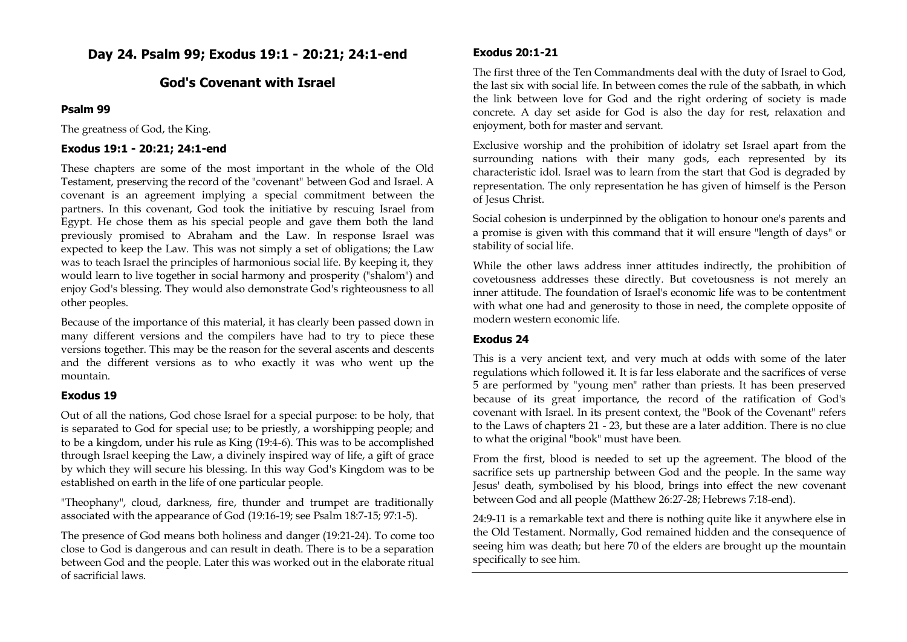## Day 24. Psalm 99; Exodus 19:1 - 20:21; 24:1-end

## God's Covenant with Israel

### Psalm 99

The greatness of God, the King.

### Exodus 19:1 - 20:21; 24:1-end

These chapters are some of the most important in the whole of the Old Testament, preserving the record of the "covenant" between God and Israel. A covenant is an agreement implying a special commitment between the partners. In this covenant, God took the initiative by rescuing Israel from Egypt. He chose them as his special people and gave them both the land previously promised to Abraham and the Law. In response Israel was expected to keep the Law. This was not simply a set of obligations; the Law was to teach Israel the principles of harmonious social life. By keeping it, they would learn to live together in social harmony and prosperity ("shalom") and enjoy God's blessing. They would also demonstrate God's righteousness to all other peoples.

Because of the importance of this material, it has clearly been passed down in many different versions and the compilers have had to try to piece these versions together. This may be the reason for the several ascents and descents and the different versions as to who exactly it was who went up the mountain.

### Exodus 19

Out of all the nations, God chose Israel for a special purpose: to be holy, that is separated to God for special use; to be priestly, a worshipping people; and to be a kingdom, under his rule as King (19:4-6). This was to be accomplished through Israel keeping the Law, a divinely inspired way of life, a gift of grace by which they will secure his blessing. In this way God's Kingdom was to be established on earth in the life of one particular people.

"Theophany", cloud, darkness, fire, thunder and trumpet are traditionally associated with the appearance of God (19:16-19; see Psalm 18:7-15; 97:1-5).

The presence of God means both holiness and danger (19:21-24). To come too close to God is dangerous and can result in death. There is to be a separation between God and the people. Later this was worked out in the elaborate ritual of sacrificial laws.

### Exodus 20:1-21

The first three of the Ten Commandments deal with the duty of Israel to God, the last six with social life. In between comes the rule of the sabbath, in which the link between love for God and the right ordering of society is made concrete. A day set aside for God is also the day for rest, relaxation and enjoyment, both for master and servant.

Exclusive worship and the prohibition of idolatry set Israel apart from the surrounding nations with their many gods, each represented by its characteristic idol. Israel was to learn from the start that God is degraded by representation. The only representation he has given of himself is the Person of Jesus Christ.

Social cohesion is underpinned by the obligation to honour one's parents and a promise is given with this command that it will ensure "length of days" or stability of social life.

While the other laws address inner attitudes indirectly, the prohibition of covetousness addresses these directly. But covetousness is not merely an inner attitude. The foundation of Israel's economic life was to be contentment with what one had and generosity to those in need, the complete opposite of modern western economic life.

### Exodus 24

This is a very ancient text, and very much at odds with some of the later regulations which followed it. It is far less elaborate and the sacrifices of verse 5 are performed by "young men" rather than priests. It has been preserved because of its great importance, the record of the ratification of God's covenant with Israel. In its present context, the "Book of the Covenant" refers to the Laws of chapters 21 - 23, but these are a later addition. There is no clue to what the original "book" must have been.

From the first, blood is needed to set up the agreement. The blood of the sacrifice sets up partnership between God and the people. In the same way Jesus' death, symbolised by his blood, brings into effect the new covenant between God and all people (Matthew 26:27-28; Hebrews 7:18-end).

24:9-11 is a remarkable text and there is nothing quite like it anywhere else in the Old Testament. Normally, God remained hidden and the consequence of seeing him was death; but here 70 of the elders are brought up the mountain specifically to see him.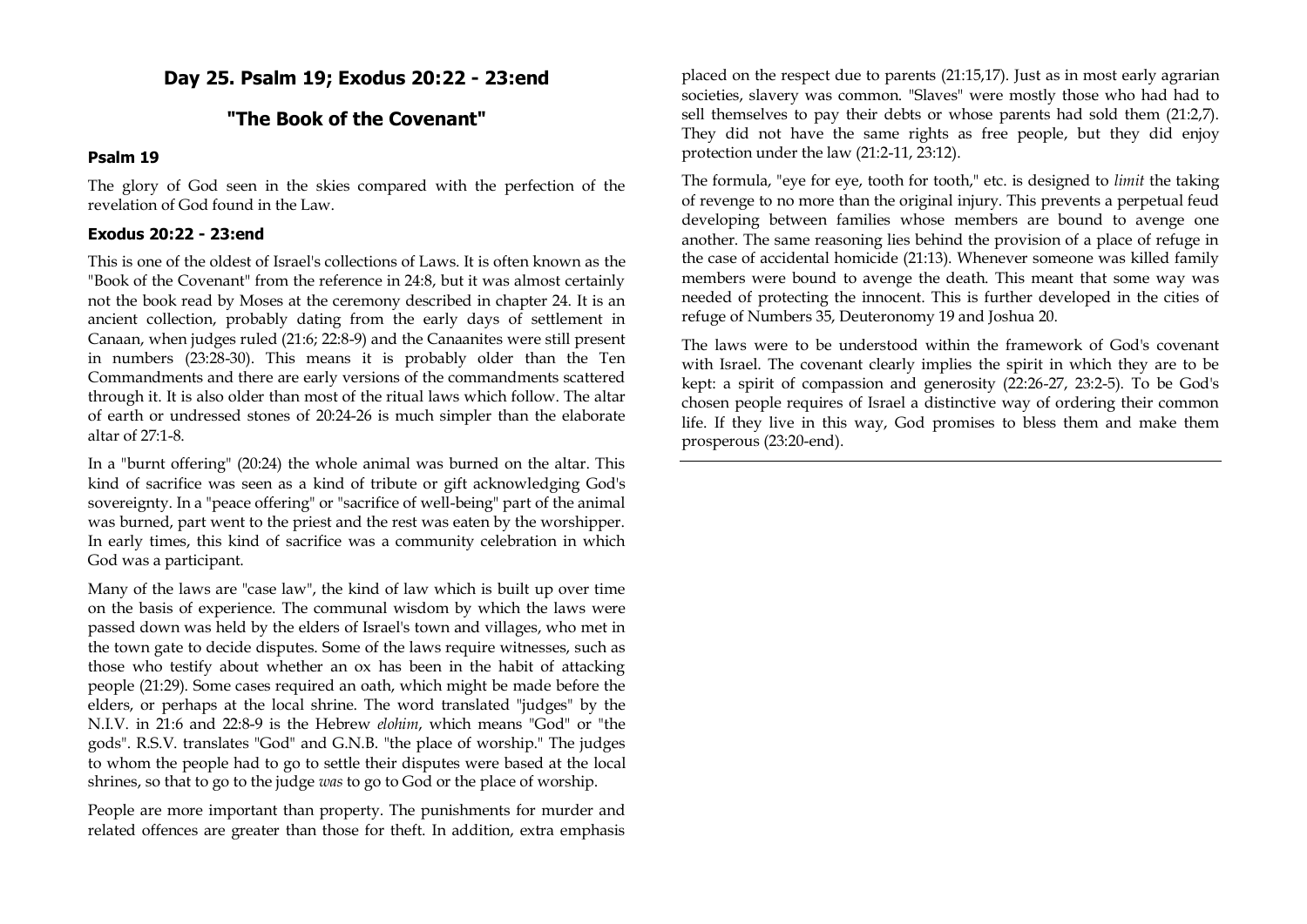## Day 25. Psalm 19; Exodus 20:22 - 23:end

## "The Book of the Covenant"

### Psalm 19

The glory of God seen in the skies compared with the perfection of the revelation of God found in the Law.

### Exodus 20:22 - 23:end

This is one of the oldest of Israel's collections of Laws. It is often known as the "Book of the Covenant" from the reference in 24:8, but it was almost certainly not the book read by Moses at the ceremony described in chapter 24. It is an ancient collection, probably dating from the early days of settlement in Canaan, when judges ruled (21:6; 22:8-9) and the Canaanites were still present in numbers (23:28-30). This means it is probably older than the Ten Commandments and there are early versions of the commandments scattered through it. It is also older than most of the ritual laws which follow. The altar of earth or undressed stones of 20:24-26 is much simpler than the elaborate altar of 27:1-8.

In a "burnt offering" (20:24) the whole animal was burned on the altar. This kind of sacrifice was seen as a kind of tribute or gift acknowledging God's sovereignty. In a "peace offering" or "sacrifice of well-being" part of the animal was burned, part went to the priest and the rest was eaten by the worshipper. In early times, this kind of sacrifice was a community celebration in which God was a participant.

Many of the laws are "case law", the kind of law which is built up over time on the basis of experience. The communal wisdom by which the laws were passed down was held by the elders of Israel's town and villages, who met in the town gate to decide disputes. Some of the laws require witnesses, such as those who testify about whether an ox has been in the habit of attacking people (21:29). Some cases required an oath, which might be made before the elders, or perhaps at the local shrine. The word translated "judges" by the N.I.V. in 21:6 and 22:8-9 is the Hebrew *elohim*, which means "God" or "the gods". R.S.V. translates "God" and G.N.B. "the place of worship." The judges to whom the people had to go to settle their disputes were based at the local shrines, so that to go to the judge *was* to go to God or the place of worship.

People are more important than property. The punishments for murder and related offences are greater than those for theft. In addition, extra emphasis placed on the respect due to parents (21:15,17). Just as in most early agrarian societies, slavery was common. "Slaves" were mostly those who had had to sell themselves to pay their debts or whose parents had sold them (21:2,7). They did not have the same rights as free people, but they did enjoy protection under the law (21:2-11, 23:12).

The formula, "eye for eye, tooth for tooth," etc. is designed to *limit* the taking of revenge to no more than the original injury. This prevents a perpetual feud developing between families whose members are bound to avenge one another. The same reasoning lies behind the provision of a place of refuge in the case of accidental homicide (21:13). Whenever someone was killed family members were bound to avenge the death. This meant that some way was needed of protecting the innocent. This is further developed in the cities of refuge of Numbers 35, Deuteronomy 19 and Joshua 20.

The laws were to be understood within the framework of God's covenant with Israel. The covenant clearly implies the spirit in which they are to be kept: a spirit of compassion and generosity (22:26-27, 23:2-5). To be God's chosen people requires of Israel a distinctive way of ordering their common life. If they live in this way, God promises to bless them and make them prosperous (23:20-end).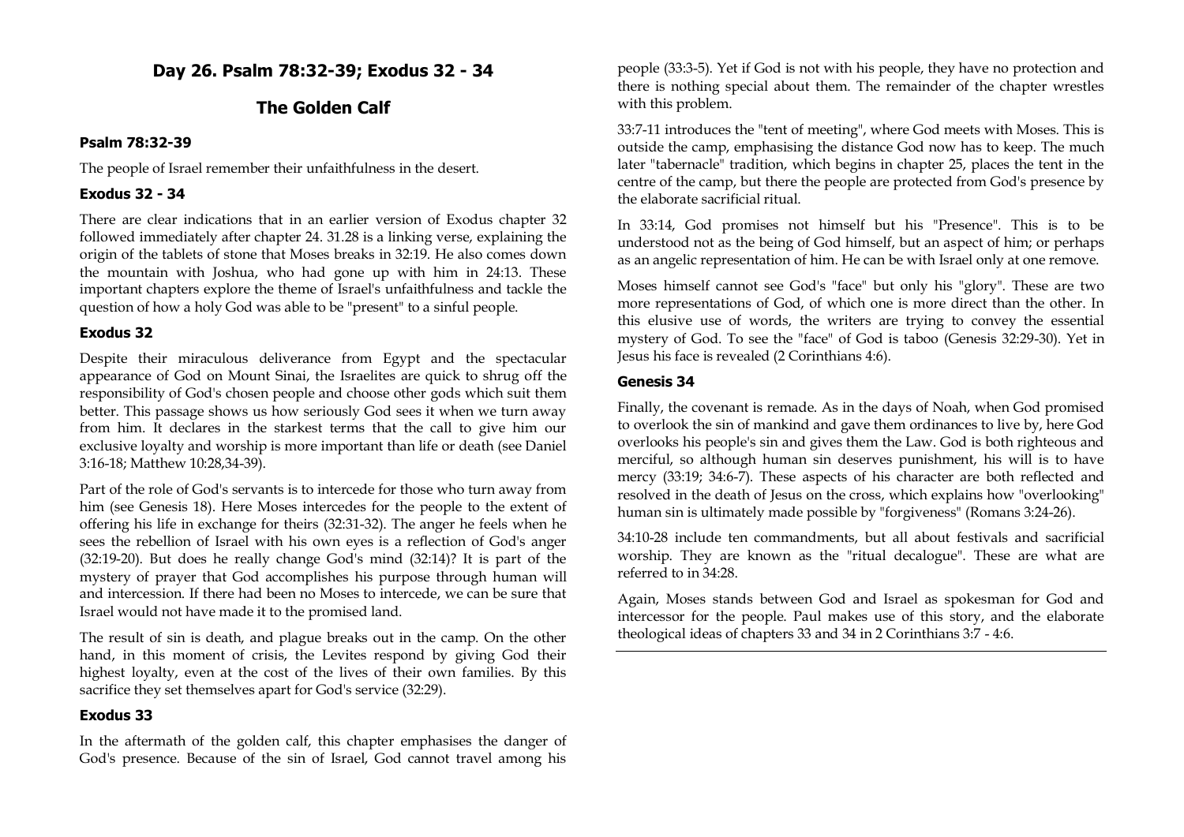# Day 26. Psalm 78:32-39; Exodus 32 - 34

## The Golden Calf

### Psalm 78:32-39

The people of Israel remember their unfaithfulness in the desert.

### Exodus 32 - 34

There are clear indications that in an earlier version of Exodus chapter 32 followed immediately after chapter 24. 31.28 is a linking verse, explaining the origin of the tablets of stone that Moses breaks in 32:19. He also comes down the mountain with Joshua, who had gone up with him in 24:13. These important chapters explore the theme of Israel's unfaithfulness and tackle the question of how a holy God was able to be "present" to a sinful people.

### Exodus 32

Despite their miraculous deliverance from Egypt and the spectacular appearance of God on Mount Sinai, the Israelites are quick to shrug off the responsibility of God's chosen people and choose other gods which suit them better. This passage shows us how seriously God sees it when we turn away from him. It declares in the starkest terms that the call to give him our exclusive loyalty and worship is more important than life or death (see Daniel 3:16-18; Matthew 10:28,34-39).

Part of the role of God's servants is to intercede for those who turn away from him (see Genesis 18). Here Moses intercedes for the people to the extent of offering his life in exchange for theirs (32:31-32). The anger he feels when he sees the rebellion of Israel with his own eyes is a reflection of God's anger (32:19-20). But does he really change God's mind (32:14)? It is part of the mystery of prayer that God accomplishes his purpose through human will and intercession. If there had been no Moses to intercede, we can be sure that Israel would not have made it to the promised land.

The result of sin is death, and plague breaks out in the camp. On the other hand, in this moment of crisis, the Levites respond by giving God their highest loyalty, even at the cost of the lives of their own families. By this sacrifice they set themselves apart for God's service (32:29).

### Exodus 33

In the aftermath of the golden calf, this chapter emphasises the danger of God's presence. Because of the sin of Israel, God cannot travel among his people (33:3-5). Yet if God is not with his people, they have no protection and there is nothing special about them. The remainder of the chapter wrestles with this problem.

33:7-11 introduces the "tent of meeting", where God meets with Moses. This is outside the camp, emphasising the distance God now has to keep. The much later "tabernacle" tradition, which begins in chapter 25, places the tent in the centre of the camp, but there the people are protected from God's presence by the elaborate sacrificial ritual.

In 33:14, God promises not himself but his "Presence". This is to be understood not as the being of God himself, but an aspect of him; or perhaps as an angelic representation of him. He can be with Israel only at one remove.

Moses himself cannot see God's "face" but only his "glory". These are two more representations of God, of which one is more direct than the other. In this elusive use of words, the writers are trying to convey the essential mystery of God. To see the "face" of God is taboo (Genesis 32:29-30). Yet in Jesus his face is revealed (2 Corinthians 4:6).

### Genesis 34

Finally, the covenant is remade. As in the days of Noah, when God promised to overlook the sin of mankind and gave them ordinances to live by, here God overlooks his people's sin and gives them the Law. God is both righteous and merciful, so although human sin deserves punishment, his will is to have mercy (33:19; 34:6-7). These aspects of his character are both reflected and resolved in the death of Jesus on the cross, which explains how "overlooking" human sin is ultimately made possible by "forgiveness" (Romans 3:24-26).

34:10-28 include ten commandments, but all about festivals and sacrificial worship. They are known as the "ritual decalogue". These are what are referred to in 34:28.

Again, Moses stands between God and Israel as spokesman for God and intercessor for the people. Paul makes use of this story, and the elaborate theological ideas of chapters 33 and 34 in 2 Corinthians 3:7 - 4:6.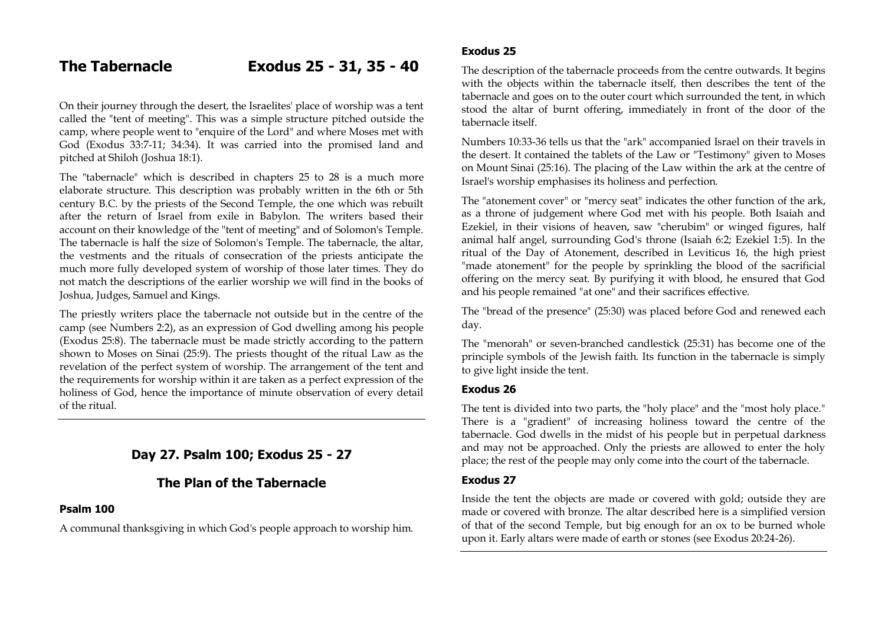# The Tabernacle Exodus 25 - 31, 35 - 40

On their journey through the desert, the Israelites' place of worship was a tent called the "tent of meeting". This was a simple structure pitched outside the camp, where people went to "enquire of the Lord" and where Moses met with God (Exodus 33:7-11; 34:34). It was carried into the promised land and pitched at Shiloh (Joshua 18:1).

The "tabernacle" which is described in chapters 25 to 28 is a much more elaborate structure. This description was probably written in the 6th or 5th century B.C. by the priests of the Second Temple, the one which was rebuilt after the return of Israel from exile in Babylon. The writers based their account on their knowledge of the "tent of meeting" and of Solomon's Temple. The tabernacle is half the size of Solomon's Temple. The tabernacle, the altar, the vestments and the rituals of consecration of the priests anticipate the much more fully developed system of worship of those later times. They do not match the descriptions of the earlier worship we will find in the books of Joshua, Judges, Samuel and Kings.

The priestly writers place the tabernacle not outside but in the centre of the camp (see Numbers 2:2), as an expression of God dwelling among his people (Exodus 25:8). The tabernacle must be made strictly according to the pattern shown to Moses on Sinai (25:9). The priests thought of the ritual Law as the revelation of the perfect system of worship. The arrangement of the tent and the requirements for worship within it are taken as a perfect expression of the holiness of God, hence the importance of minute observation of every detail of the ritual.

## Day 27. Psalm 100; Exodus 25 - 27

## The Plan of the Tabernacle

### Psalm 100

A communal thanksgiving in which God's people approach to worship him.

### Exodus 25

The description of the tabernacle proceeds from the centre outwards. It begins with the objects within the tabernacle itself, then describes the tent of the tabernacle and goes on to the outer court which surrounded the tent, in which stood the altar of burnt offering, immediately in front of the door of the tabernacle itself.

Numbers 10:33-36 tells us that the "ark" accompanied Israel on their travels in the desert. It contained the tablets of the Law or "Testimony" given to Moses on Mount Sinai (25:16). The placing of the Law within the ark at the centre of Israel's worship emphasises its holiness and perfection.

The "atonement cover" or "mercy seat" indicates the other function of the ark, as a throne of judgement where God met with his people. Both Isaiah and Ezekiel, in their visions of heaven, saw "cherubim" or winged figures, half animal half angel, surrounding God's throne (Isaiah 6:2; Ezekiel 1:5). In the ritual of the Day of Atonement, described in Leviticus 16, the high priest "made atonement" for the people by sprinkling the blood of the sacrificial offering on the mercy seat. By purifying it with blood, he ensured that God and his people remained "at one" and their sacrifices effective.

The "bread of the presence" (25:30) was placed before God and renewed each day.

The "menorah" or seven-branched candlestick (25:31) has become one of the principle symbols of the Jewish faith. Its function in the tabernacle is simply to give light inside the tent.

### Exodus 26

The tent is divided into two parts, the "holy place" and the "most holy place." There is a "gradient" of increasing holiness toward the centre of the tabernacle. God dwells in the midst of his people but in perpetual darkness and may not be approached. Only the priests are allowed to enter the holy place; the rest of the people may only come into the court of the tabernacle.

### Exodus 27

Inside the tent the objects are made or covered with gold; outside they are made or covered with bronze. The altar described here is a simplified version of that of the second Temple, but big enough for an ox to be burned whole upon it. Early altars were made of earth or stones (see Exodus 20:24-26).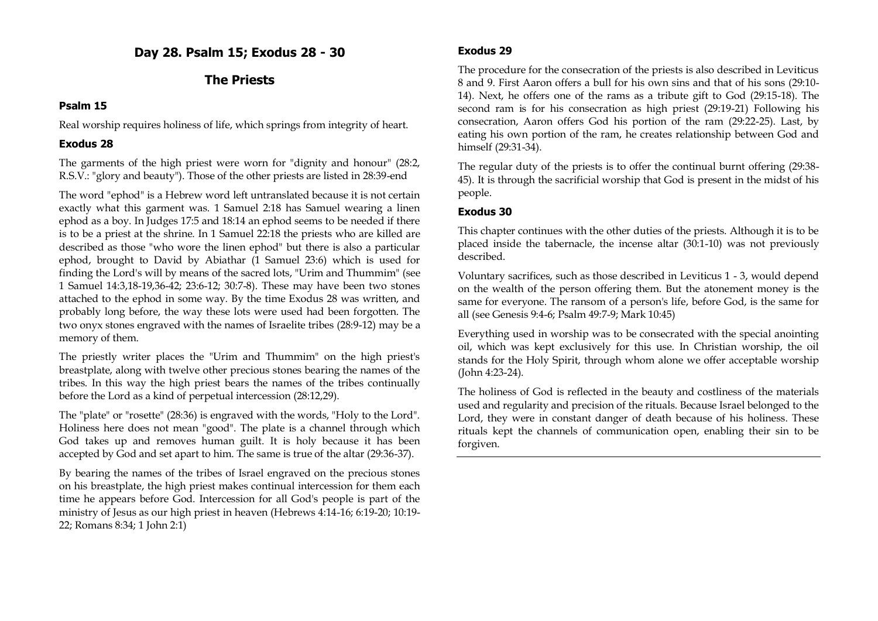# Day 28. Psalm 15; Exodus 28 - 30

## The Priests

### Psalm 15

Real worship requires holiness of life, which springs from integrity of heart.

### Exodus 28

The garments of the high priest were worn for "dignity and honour" (28:2, R.S.V.: "glory and beauty"). Those of the other priests are listed in 28:39-end

The word "ephod" is a Hebrew word left untranslated because it is not certain exactly what this garment was. 1 Samuel 2:18 has Samuel wearing a linen ephod as a boy. In Judges 17:5 and 18:14 an ephod seems to be needed if there is to be a priest at the shrine. In 1 Samuel 22:18 the priests who are killed are described as those "who wore the linen ephod" but there is also a particular ephod, brought to David by Abiathar (1 Samuel 23:6) which is used for finding the Lord's will by means of the sacred lots, "Urim and Thummim" (see 1 Samuel 14:3,18-19,36-42; 23:6-12; 30:7-8). These may have been two stones attached to the ephod in some way. By the time Exodus 28 was written, and probably long before, the way these lots were used had been forgotten. The two onyx stones engraved with the names of Israelite tribes (28:9-12) may be a memory of them.

The priestly writer places the "Urim and Thummim" on the high priest's breastplate, along with twelve other precious stones bearing the names of the tribes. In this way the high priest bears the names of the tribes continually before the Lord as a kind of perpetual intercession (28:12,29).

The "plate" or "rosette" (28:36) is engraved with the words, "Holy to the Lord". Holiness here does not mean "good". The plate is a channel through which God takes up and removes human guilt. It is holy because it has been accepted by God and set apart to him. The same is true of the altar (29:36-37).

By bearing the names of the tribes of Israel engraved on the precious stones on his breastplate, the high priest makes continual intercession for them each time he appears before God. Intercession for all God's people is part of the ministry of Jesus as our high priest in heaven (Hebrews 4:14-16; 6:19-20; 10:19-22; Romans 8:34; 1 John 2:1)

### Exodus 29

The procedure for the consecration of the priests is also described in Leviticus 8 and 9. First Aaron offers a bull for his own sins and that of his sons (29:10-14). Next, he offers one of the rams as a tribute gift to God (29:15-18). The second ram is for his consecration as high priest (29:19-21) Following his consecration, Aaron offers God his portion of the ram (29:22-25). Last, by eating his own portion of the ram, he creates relationship between God and himself (29:31-34).

The regular duty of the priests is to offer the continual burnt offering (29:38-45). It is through the sacrificial worship that God is present in the midst of his people.

### Exodus 30

This chapter continues with the other duties of the priests. Although it is to be placed inside the tabernacle, the incense altar (30:1-10) was not previously described.

Voluntary sacrifices, such as those described in Leviticus 1 - 3, would depend on the wealth of the person offering them. But the atonement money is the same for everyone. The ransom of a person's life, before God, is the same for all (see Genesis 9:4-6; Psalm 49:7-9; Mark 10:45)

Everything used in worship was to be consecrated with the special anointing oil, which was kept exclusively for this use. In Christian worship, the oil stands for the Holy Spirit, through whom alone we offer acceptable worship (John 4:23-24).

The holiness of God is reflected in the beauty and costliness of the materials used and regularity and precision of the rituals. Because Israel belonged to the Lord, they were in constant danger of death because of his holiness. These rituals kept the channels of communication open, enabling their sin to be forgiven.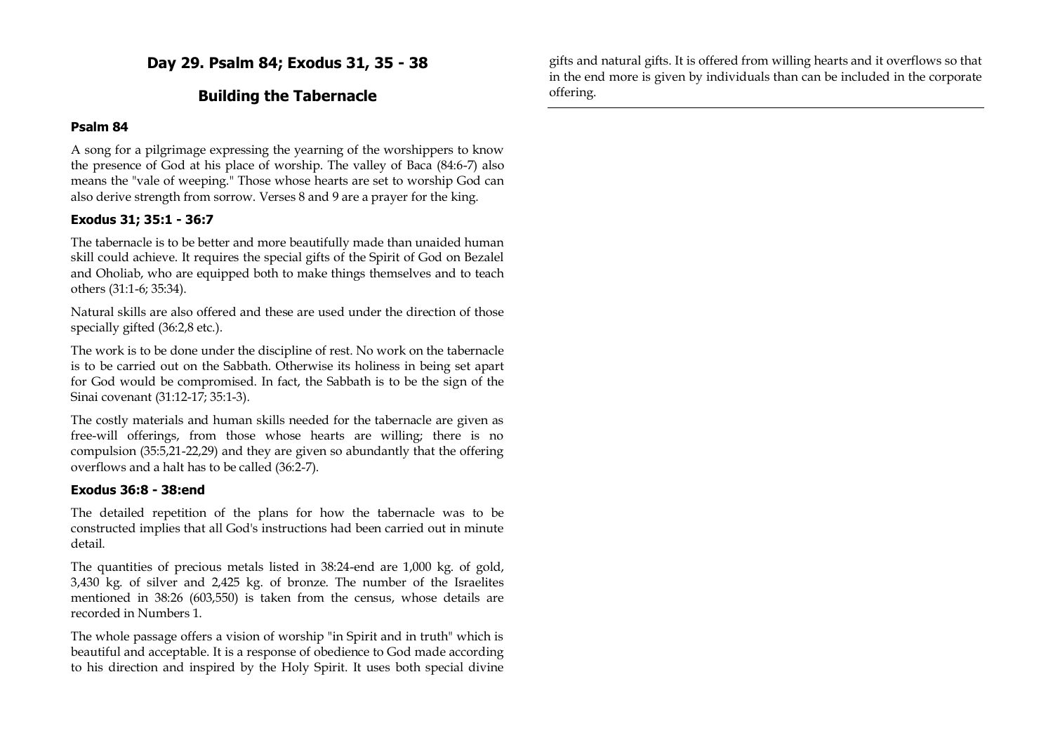# Day 29. Psalm 84; Exodus 31, 35 - 38

## Building the Tabernacle

### Psalm 84

A song for a pilgrimage expressing the yearning of the worshippers to know the presence of God at his place of worship. The valley of Baca (84:6-7) also means the "vale of weeping." Those whose hearts are set to worship God can also derive strength from sorrow. Verses 8 and 9 are a prayer for the king.

### Exodus 31; 35:1 - 36:7

The tabernacle is to be better and more beautifully made than unaided human skill could achieve. It requires the special gifts of the Spirit of God on Bezalel and Oholiab, who are equipped both to make things themselves and to teach others (31:1-6; 35:34).

Natural skills are also offered and these are used under the direction of those specially gifted (36:2,8 etc.).

The work is to be done under the discipline of rest. No work on the tabernacle is to be carried out on the Sabbath. Otherwise its holiness in being set apart for God would be compromised. In fact, the Sabbath is to be the sign of the Sinai covenant (31:12-17; 35:1-3).

The costly materials and human skills needed for the tabernacle are given as free-will offerings, from those whose hearts are willing; there is no compulsion (35:5,21-22,29) and they are given so abundantly that the offering overflows and a halt has to be called (36:2-7).

### Exodus 36:8 - 38:end

The detailed repetition of the plans for how the tabernacle was to be constructed implies that all God's instructions had been carried out in minute detail.

The quantities of precious metals listed in 38:24-end are 1,000 kg. of gold, 3,430 kg. of silver and 2,425 kg. of bronze. The number of the Israelites mentioned in 38:26 (603,550) is taken from the census, whose details are recorded in Numbers 1.

The whole passage offers a vision of worship "in Spirit and in truth" which is beautiful and acceptable. It is a response of obedience to God made according to his direction and inspired by the Holy Spirit. It uses both special divine gifts and natural gifts. It is offered from willing hearts and it overflows so that in the end more is given by individuals than can be included in the corporate offering.

---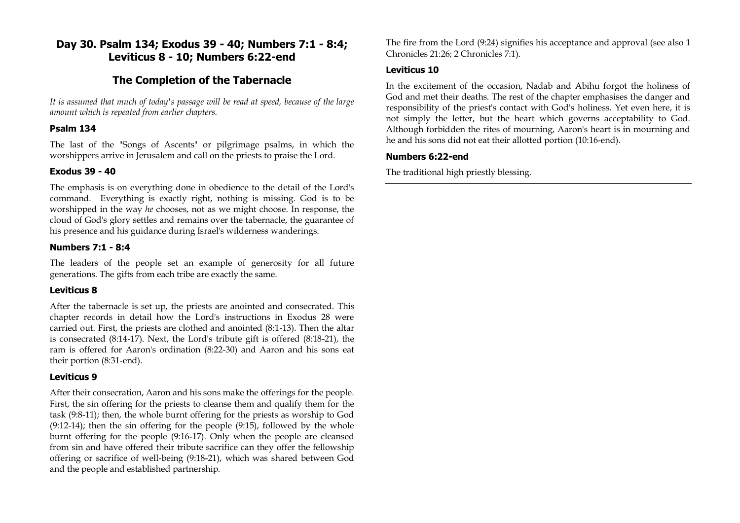# Day 30. Psalm 134; Exodus 39 - 40; Numbers 7:1 - 8:4; Leviticus 8 - 10; Numbers 6:22-end

## The Completion of the Tabernacle

*It is assumed that much of today's passage will be read at speed, because of the large amount which is repeated from earlier chapters.*

### Psalm 134

The last of the "Songs of Ascents" or pilgrimage psalms, in which the worshippers arrive in Jerusalem and call on the priests to praise the Lord.

### Exodus 39 - 40

The emphasis is on everything done in obedience to the detail of the Lord's command. Everything is exactly right, nothing is missing. God is to be worshipped in the way *he* chooses, not as we might choose. In response, the cloud of God's glory settles and remains over the tabernacle, the guarantee of his presence and his guidance during Israel's wilderness wanderings.

### Numbers 7:1 - 8:4

The leaders of the people set an example of generosity for all future generations. The gifts from each tribe are exactly the same.

### Leviticus 8

After the tabernacle is set up, the priests are anointed and consecrated. This chapter records in detail how the Lord's instructions in Exodus 28 were carried out. First, the priests are clothed and anointed (8:1-13). Then the altar is consecrated (8:14-17). Next, the Lord's tribute gift is offered (8:18-21), the ram is offered for Aaron's ordination (8:22-30) and Aaron and his sons eat their portion (8:31-end).

### Leviticus 9

After their consecration, Aaron and his sons make the offerings for the people. First, the sin offering for the priests to cleanse them and qualify them for the task (9:8-11); then, the whole burnt offering for the priests as worship to God (9:12-14); then the sin offering for the people (9:15), followed by the whole burnt offering for the people (9:16-17). Only when the people are cleansed from sin and have offered their tribute sacrifice can they offer the fellowship offering or sacrifice of well-being (9:18-21), which was shared between God and the people and established partnership.

The fire from the Lord (9:24) signifies his acceptance and approval (see also 1 Chronicles 21:26; 2 Chronicles 7:1).

### Leviticus 10

In the excitement of the occasion, Nadab and Abihu forgot the holiness of God and met their deaths. The rest of the chapter emphasises the danger and responsibility of the priest's contact with God's holiness. Yet even here, it is not simply the letter, but the heart which governs acceptability to God. Although forbidden the rites of mourning, Aaron's heart is in mourning and he and his sons did not eat their allotted portion (10:16-end).

### Numbers 6:22-end

The traditional high priestly blessing.